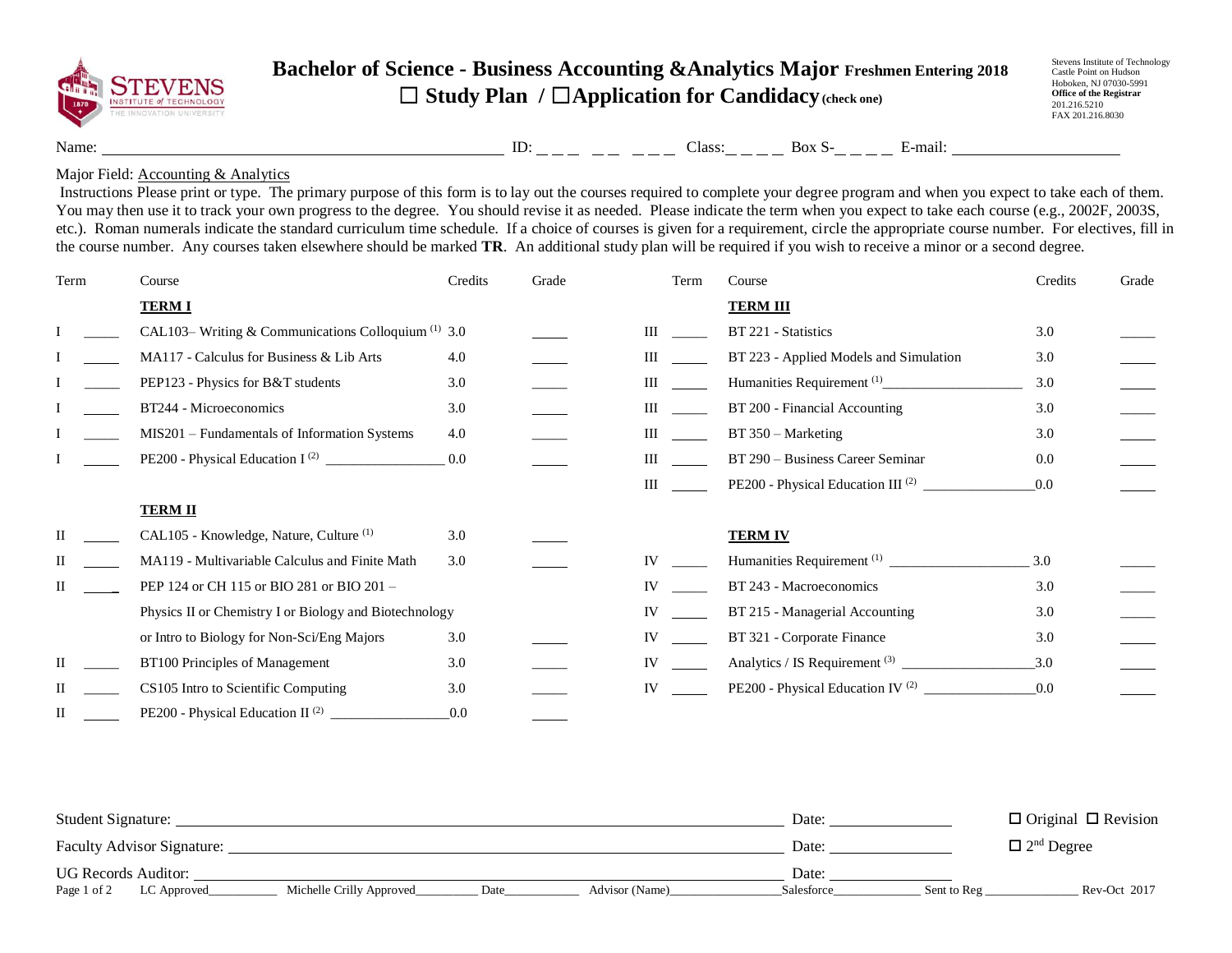# Bachelor of Science - Business Accounting &Analytics Major Freshmen Entering 2018

## ☐ Study Plan / ☐Application for Candidacy (check one)

Stevens Institute of Technology
Castle Point on Hudson
Hoboken, NJ 07030-5991
**Office of the Registrar**
201.216.5210
FAX 201.216.8030

Name: ______________________ ID: _ _ _ _ _ _ _ _ Class:_ _ _ _ Box S-_ _ _ _ E-mail: ____________

Major Field: Accounting & Analytics

Instructions Please print or type. The primary purpose of this form is to lay out the courses required to complete your degree program and when you expect to take each of them. You may then use it to track your own progress to the degree. You should revise it as needed. Please indicate the term when you expect to take each course (e.g., 2002F, 2003S, etc.). Roman numerals indicate the standard curriculum time schedule. If a choice of courses is given for a requirement, circle the appropriate course number. For electives, fill in the course number. Any courses taken elsewhere should be marked **TR**. An additional study plan will be required if you wish to receive a minor or a second degree.

| Term | | Course | Credits | Grade |
|---|---|---|---|---|
| | | **TERM I** | | |
| I | _____ | CAL103– Writing & Communications Colloquium (1) | 3.0 | _____ |
| I | _____ | MA117 - Calculus for Business & Lib Arts | 4.0 | _____ |
| I | _____ | PEP123 - Physics for B&T students | 3.0 | _____ |
| I | _____ | BT244 - Microeconomics | 3.0 | _____ |
| I | _____ | MIS201 – Fundamentals of Information Systems | 4.0 | _____ |
| I | _____ | PE200 - Physical Education I (2) ____________ | 0.0 | _____ |
| | | **TERM II** | | |
| II | _____ | CAL105 - Knowledge, Nature, Culture (1) | 3.0 | _____ |
| II | _____ | MA119 - Multivariable Calculus and Finite Math | 3.0 | _____ |
| II | _____ | PEP 124 or CH 115 or BIO 281 or BIO 201 – Physics II or Chemistry I or Biology and Biotechnology or Intro to Biology for Non-Sci/Eng Majors | 3.0 | _____ |
| II | _____ | BT100 Principles of Management | 3.0 | _____ |
| II | _____ | CS105 Intro to Scientific Computing | 3.0 | _____ |
| II | _____ | PE200 - Physical Education II (2) ____________ | 0.0 | _____ |
| | | **TERM III** | | |
| III | _____ | BT 221 - Statistics | 3.0 | _____ |
| III | _____ | BT 223 - Applied Models and Simulation | 3.0 | _____ |
| III | _____ | Humanities Requirement (1) ____________ | 3.0 | _____ |
| III | _____ | BT 200 - Financial Accounting | 3.0 | _____ |
| III | _____ | BT 350 – Marketing | 3.0 | _____ |
| III | _____ | BT 290 – Business Career Seminar | 0.0 | _____ |
| III | _____ | PE200 - Physical Education III (2) ____________ | 0.0 | _____ |
| | | **TERM IV** | | |
| IV | _____ | Humanities Requirement (1) ____________ | 3.0 | _____ |
| IV | _____ | BT 243 - Macroeconomics | 3.0 | _____ |
| IV | _____ | BT 215 - Managerial Accounting | 3.0 | _____ |
| IV | _____ | BT 321 - Corporate Finance | 3.0 | _____ |
| IV | _____ | Analytics / IS Requirement (3) ____________ | 3.0 | _____ |
| IV | _____ | PE200 - Physical Education IV (2) ____________ | 0.0 | _____ |

Student Signature: ______________________ Date: ____________ ☐ Original ☐ Revision

Faculty Advisor Signature: ______________________ Date: ____________ ☐ 2nd Degree

UG Records Auditor: ______________________ Date: ____________

LC Approved________ Michelle Crilly Approved________ Date________ Advisor (Name)____________ Salesforce__________ Sent to Reg ____________ Rev-Oct 2017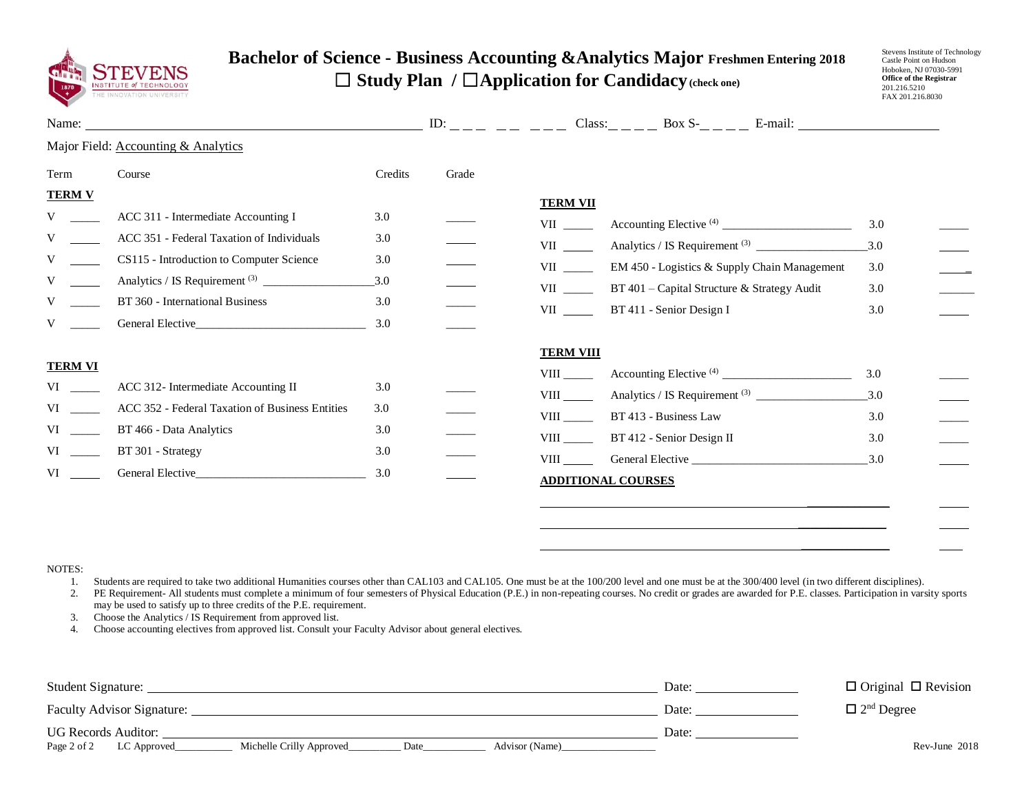# Bachelor of Science - Business Accounting &Analytics Major Freshmen Entering 2018

☐ Study Plan / ☐Application for Candidacy (check one)

Stevens Institute of Technology
Castle Point on Hudson
Hoboken, NJ 07030-5991
**Office of the Registrar**
201.216.5210
FAX 201.216.8030

Name: ______________________ ID: _ _ _ _ _ _ _ _ Class: _ _ _ _ Box S- _ _ _ _ E-mail: ______________

Major Field: Accounting & Analytics

| Term | Course | Credits | Grade |
|---|---|---|---|
| **TERM V** | | | |
| V _____ | ACC 311 - Intermediate Accounting I | 3.0 | _____ |
| V _____ | ACC 351 - Federal Taxation of Individuals | 3.0 | _____ |
| V _____ | CS115 - Introduction to Computer Science | 3.0 | _____ |
| V _____ | Analytics / IS Requirement [3] __________ | 3.0 | _____ |
| V _____ | BT 360 - International Business | 3.0 | _____ |
| V _____ | General Elective__________ | 3.0 | _____ |
| **TERM VI** | | | |
| VI _____ | ACC 312- Intermediate Accounting II | 3.0 | _____ |
| VI _____ | ACC 352 - Federal Taxation of Business Entities | 3.0 | _____ |
| VI _____ | BT 466 - Data Analytics | 3.0 | _____ |
| VI _____ | BT 301 - Strategy | 3.0 | _____ |
| VI _____ | General Elective__________ | 3.0 | _____ |

| Term | Course | Credits | Grade |
|---|---|---|---|
| **TERM VII** | | | |
| VII _____ | Accounting Elective [4] __________ | 3.0 | _____ |
| VII _____ | Analytics / IS Requirement [3] __________ | 3.0 | _____ |
| VII _____ | EM 450 - Logistics & Supply Chain Management | 3.0 | _____ |
| VII _____ | BT 401 – Capital Structure & Strategy Audit | 3.0 | _____ |
| VII _____ | BT 411 - Senior Design I | 3.0 | _____ |
| **TERM VIII** | | | |
| VIII _____ | Accounting Elective [4] __________ | 3.0 | _____ |
| VIII _____ | Analytics / IS Requirement [3] __________ | 3.0 | _____ |
| VIII _____ | BT 413 - Business Law | 3.0 | _____ |
| VIII _____ | BT 412 - Senior Design II | 3.0 | _____ |
| VIII _____ | General Elective __________ | 3.0 | _____ |

**ADDITIONAL COURSES**

______________________________ __________ _____

______________________________ __________ _____

______________________________ __________ _____

NOTES:

1. Students are required to take two additional Humanities courses other than CAL103 and CAL105. One must be at the 100/200 level and one must be at the 300/400 level (in two different disciplines).
2. PE Requirement- All students must complete a minimum of four semesters of Physical Education (P.E.) in non-repeating courses. No credit or grades are awarded for P.E. classes. Participation in varsity sports may be used to satisfy up to three credits of the P.E. requirement.
3. Choose the Analytics / IS Requirement from approved list.
4. Choose accounting electives from approved list. Consult your Faculty Advisor about general electives.

Student Signature: ______________________________ Date: __________ ☐ Original ☐ Revision

Faculty Advisor Signature: ______________________________ Date: __________ ☐ 2nd Degree

UG Records Auditor: ______________________________ Date: __________

LC Approved__________ Michelle Crilly Approved__________ Date__________ Advisor (Name)__________

Rev-June 2018